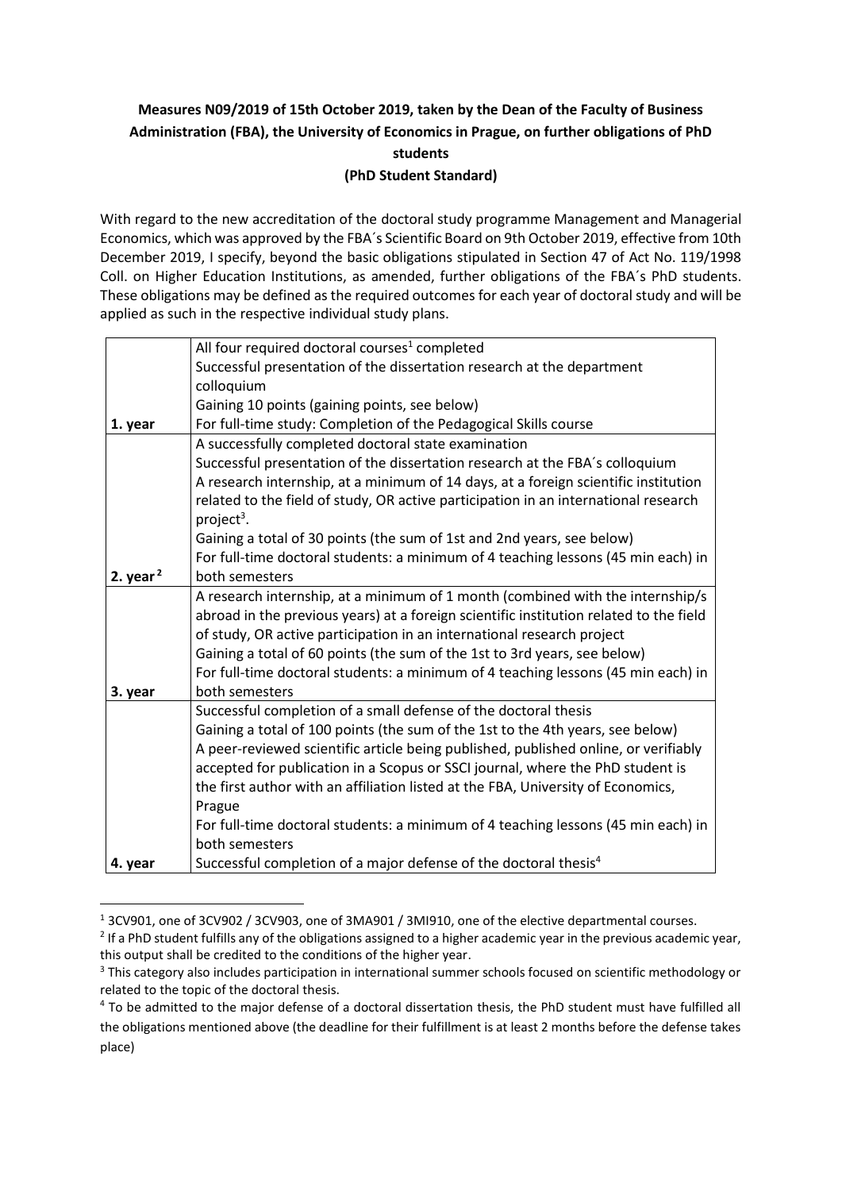**Measures N09/2019 of 15th October 2019, taken by the Dean of the Faculty of Business Administration (FBA), the University of Economics in Prague, on further obligations of PhD students**

**(PhD Student Standard)**

With regard to the new accreditation of the doctoral study programme Management and Managerial Economics, which was approved by the FBA´s Scientific Board on 9th October 2019, effective from 10th December 2019, I specify, beyond the basic obligations stipulated in Section 47 of Act No. 119/1998 Coll. on Higher Education Institutions, as amended, further obligations of the FBA´s PhD students. These obligations may be defined as the required outcomes for each year of doctoral study and will be applied as such in the respective individual study plans.

| | |
|---|---|
| **1. year** | All four required doctoral courses[1] completed<br>Successful presentation of the dissertation research at the department colloquium<br>Gaining 10 points (gaining points, see below)<br>For full-time study: Completion of the Pedagogical Skills course |
| **2. year[2]** | A successfully completed doctoral state examination<br>Successful presentation of the dissertation research at the FBA´s colloquium<br>A research internship, at a minimum of 14 days, at a foreign scientific institution related to the field of study, OR active participation in an international research project[3].<br>Gaining a total of 30 points (the sum of 1st and 2nd years, see below)<br>For full-time doctoral students: a minimum of 4 teaching lessons (45 min each) in both semesters |
| **3. year** | A research internship, at a minimum of 1 month (combined with the internship/s abroad in the previous years) at a foreign scientific institution related to the field of study, OR active participation in an international research project<br>Gaining a total of 60 points (the sum of the 1st to 3rd years, see below)<br>For full-time doctoral students: a minimum of 4 teaching lessons (45 min each) in both semesters |
| **4. year** | Successful completion of a small defense of the doctoral thesis<br>Gaining a total of 100 points (the sum of the 1st to the 4th years, see below)<br>A peer-reviewed scientific article being published, published online, or verifiably accepted for publication in a Scopus or SSCI journal, where the PhD student is the first author with an affiliation listed at the FBA, University of Economics, Prague<br>For full-time doctoral students: a minimum of 4 teaching lessons (45 min each) in both semesters<br>Successful completion of a major defense of the doctoral thesis[4] |

[1] 3CV901, one of 3CV902 / 3CV903, one of 3MA901 / 3MI910, one of the elective departmental courses.

[2] If a PhD student fulfills any of the obligations assigned to a higher academic year in the previous academic year, this output shall be credited to the conditions of the higher year.

[3] This category also includes participation in international summer schools focused on scientific methodology or related to the topic of the doctoral thesis.

[4] To be admitted to the major defense of a doctoral dissertation thesis, the PhD student must have fulfilled all the obligations mentioned above (the deadline for their fulfillment is at least 2 months before the defense takes place)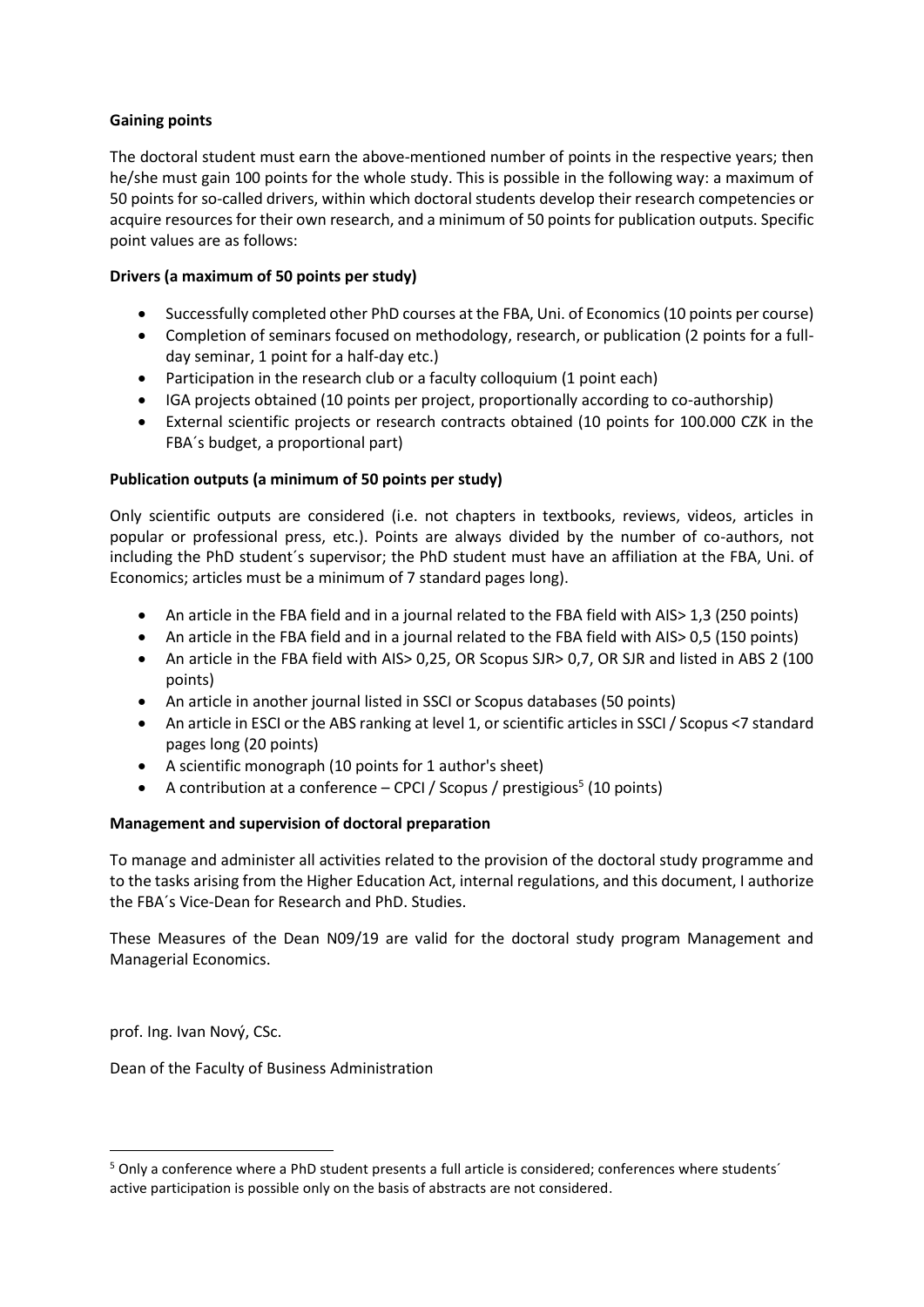**Gaining points**

The doctoral student must earn the above-mentioned number of points in the respective years; then he/she must gain 100 points for the whole study. This is possible in the following way: a maximum of 50 points for so-called drivers, within which doctoral students develop their research competencies or acquire resources for their own research, and a minimum of 50 points for publication outputs. Specific point values are as follows:

**Drivers (a maximum of 50 points per study)**

- Successfully completed other PhD courses at the FBA, Uni. of Economics (10 points per course)
- Completion of seminars focused on methodology, research, or publication (2 points for a full-day seminar, 1 point for a half-day etc.)
- Participation in the research club or a faculty colloquium (1 point each)
- IGA projects obtained (10 points per project, proportionally according to co-authorship)
- External scientific projects or research contracts obtained (10 points for 100.000 CZK in the FBA´s budget, a proportional part)

**Publication outputs (a minimum of 50 points per study)**

Only scientific outputs are considered (i.e. not chapters in textbooks, reviews, videos, articles in popular or professional press, etc.). Points are always divided by the number of co-authors, not including the PhD student´s supervisor; the PhD student must have an affiliation at the FBA, Uni. of Economics; articles must be a minimum of 7 standard pages long).

- An article in the FBA field and in a journal related to the FBA field with AIS> 1,3 (250 points)
- An article in the FBA field and in a journal related to the FBA field with AIS> 0,5 (150 points)
- An article in the FBA field with AIS> 0,25, OR Scopus SJR> 0,7, OR SJR and listed in ABS 2 (100 points)
- An article in another journal listed in SSCI or Scopus databases (50 points)
- An article in ESCI or the ABS ranking at level 1, or scientific articles in SSCI / Scopus <7 standard pages long (20 points)
- A scientific monograph (10 points for 1 author's sheet)
- A contribution at a conference – CPCI / Scopus / prestigious[5] (10 points)

**Management and supervision of doctoral preparation**

To manage and administer all activities related to the provision of the doctoral study programme and to the tasks arising from the Higher Education Act, internal regulations, and this document, I authorize the FBA´s Vice-Dean for Research and PhD. Studies.

These Measures of the Dean N09/19 are valid for the doctoral study program Management and Managerial Economics.

prof. Ing. Ivan Nový, CSc.

Dean of the Faculty of Business Administration

[5] Only a conference where a PhD student presents a full article is considered; conferences where students´ active participation is possible only on the basis of abstracts are not considered.